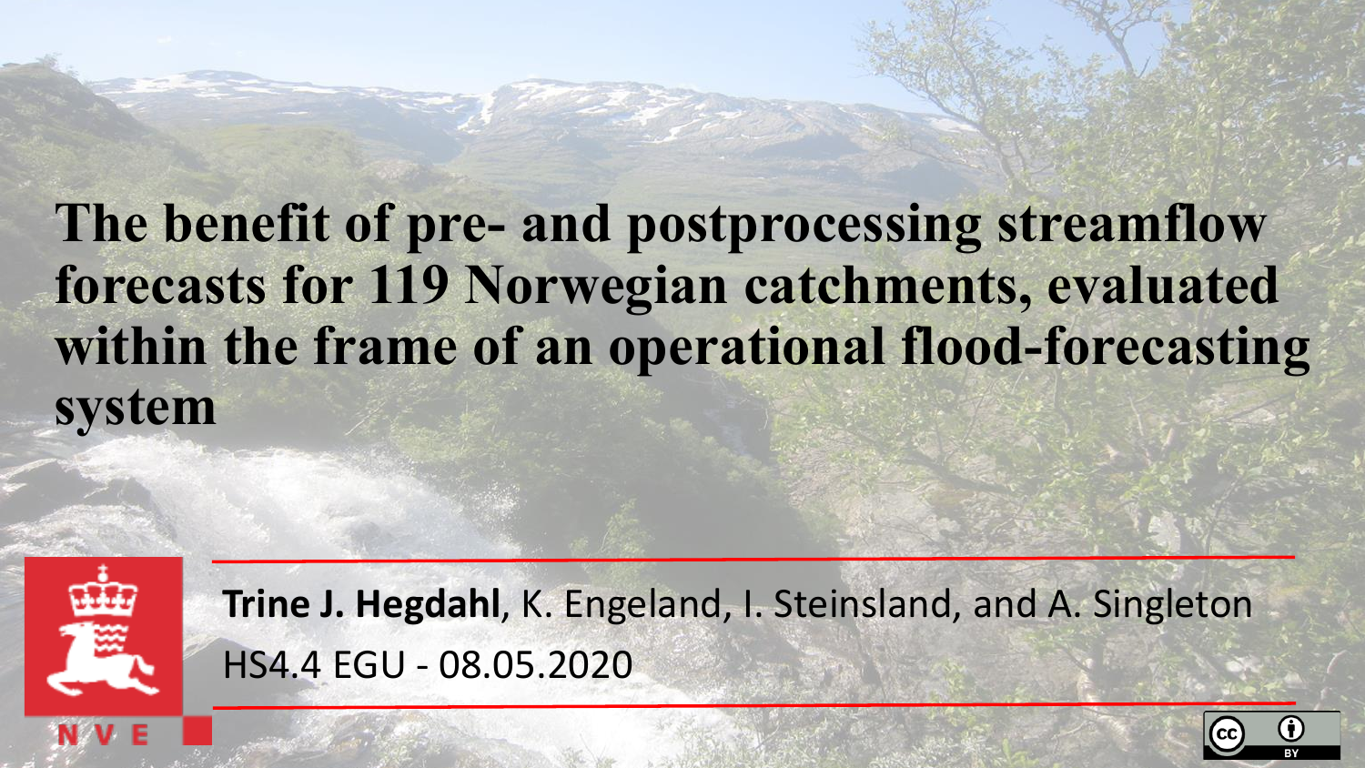# The benefit of pre- and postprocessing streamflow forecasts for 119 Norwegian catchments, evaluated within the frame of an operational flood-forecasting system

**Trine J. Hegdahl**, K. Engeland, I. Steinsland, and A. Singleton

HS4.4 EGU - 08.05.2020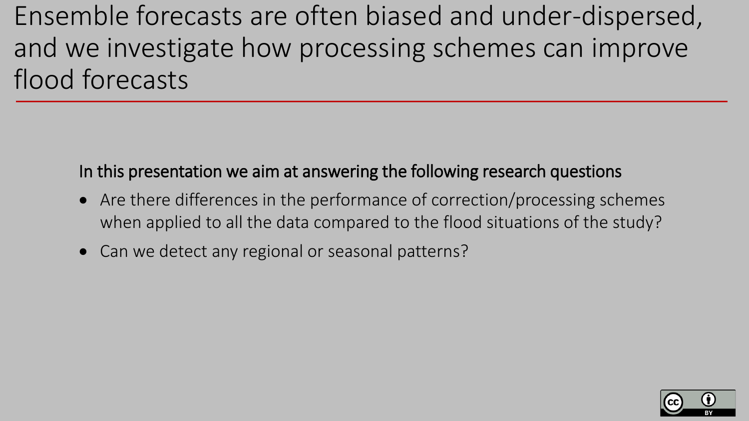# Ensemble forecasts are often biased and under-dispersed, and we investigate how processing schemes can improve flood forecasts

In this presentation we aim at answering the following research questions

- Are there differences in the performance of correction/processing schemes when applied to all the data compared to the flood situations of the study?
- Can we detect any regional or seasonal patterns?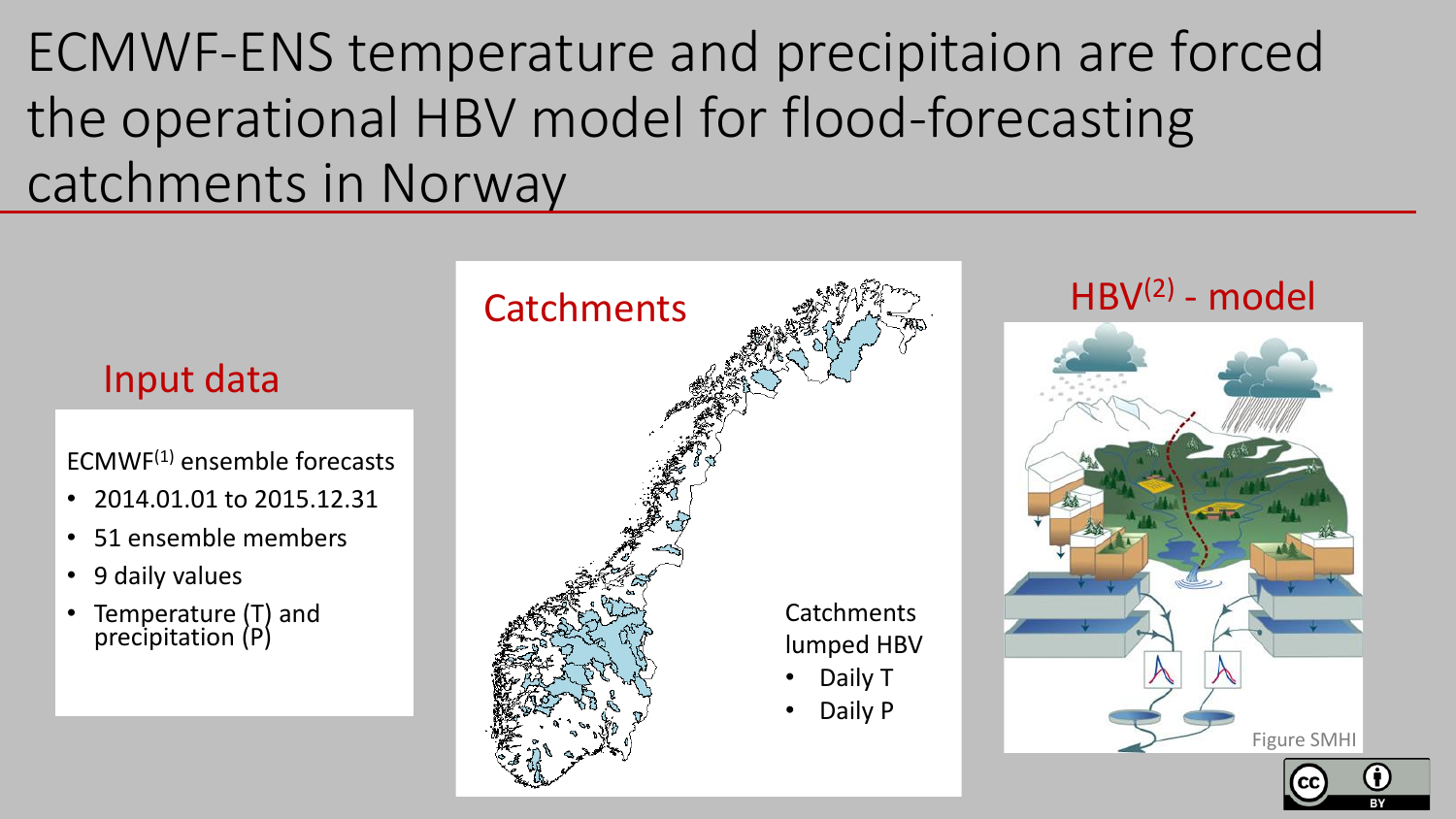# ECMWF-ENS temperature and precipitaion are forced the operational HBV model for flood-forecasting catchments in Norway

## Input data

ECMWF[1] ensemble forecasts

- 2014.01.01 to 2015.12.31
- 51 ensemble members
- 9 daily values
- Temperature (T) and precipitation (P)

## Catchments

Catchments lumped HBV

- Daily T
- Daily P

## HBV[2] - model

Figure SMHI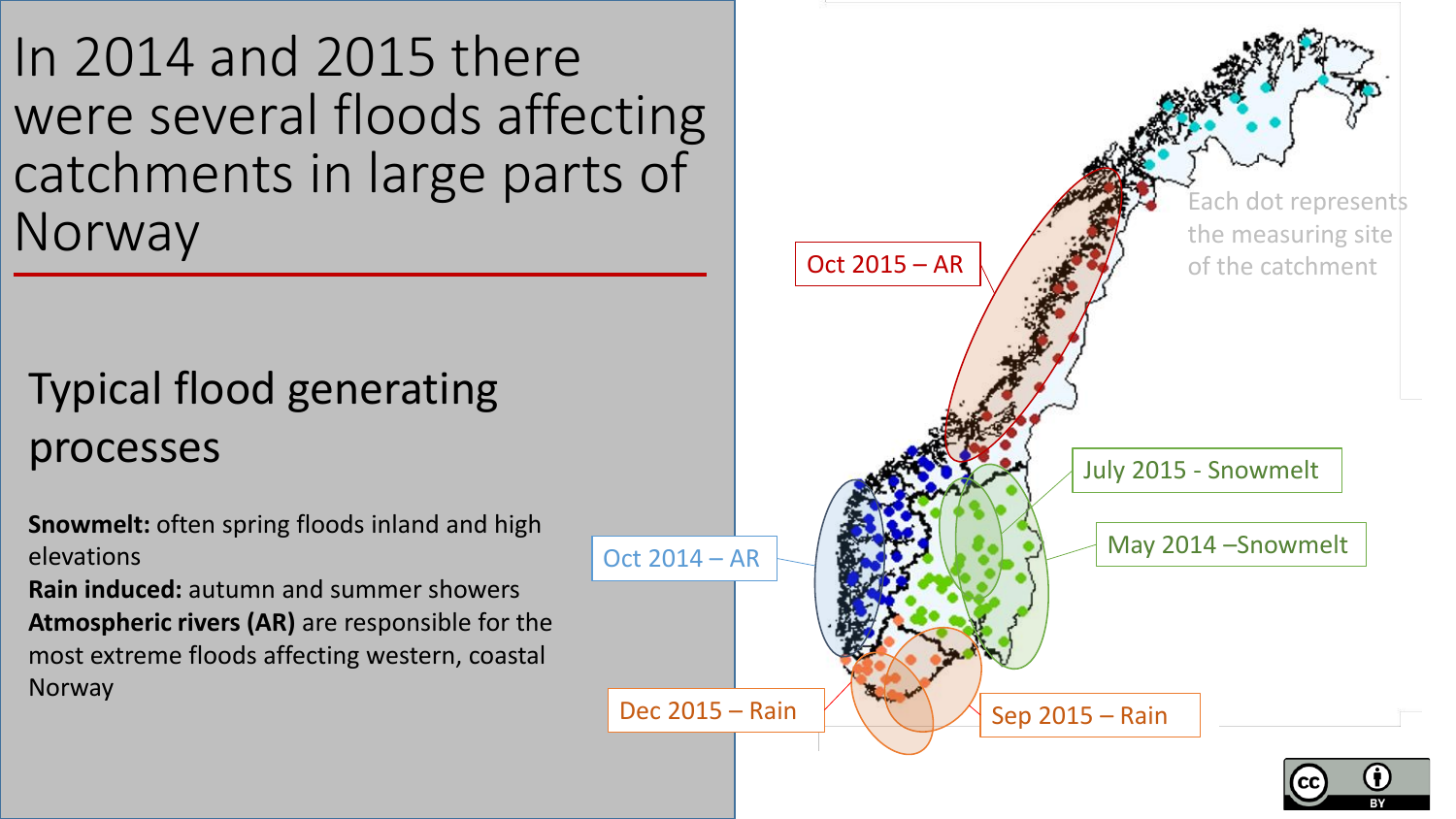# In 2014 and 2015 there were several floods affecting catchments in large parts of Norway

## Typical flood generating processes

**Snowmelt:** often spring floods inland and high elevations
**Rain induced:** autumn and summer showers
**Atmospheric rivers (AR)** are responsible for the most extreme floods affecting western, coastal Norway

Oct 2015 – AR

July 2015 - Snowmelt

May 2014 –Snowmelt

Oct 2014 – AR

Dec 2015 – Rain

Sep 2015 – Rain

Each dot represents the measuring site of the catchment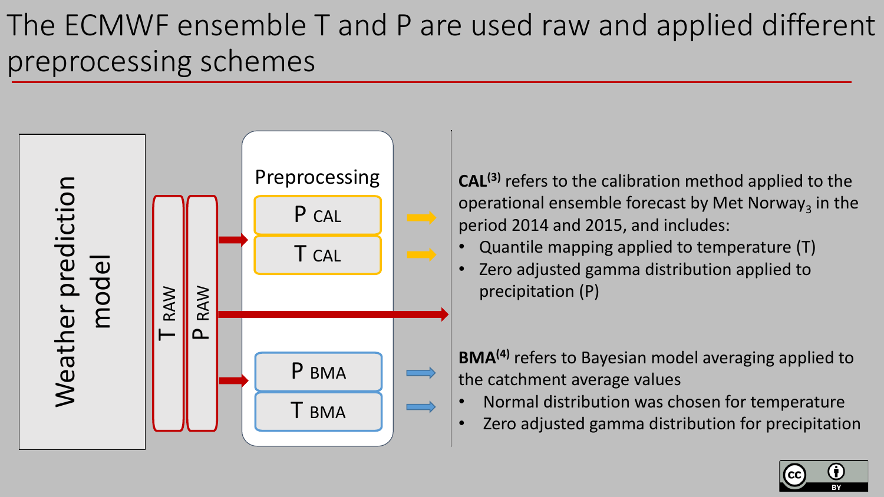# The ECMWF ensemble T and P are used raw and applied different preprocessing schemes

Weather prediction model

T RAW

P RAW

Preprocessing

P CAL

T CAL

P BMA

T BMA

**CAL**[3] refers to the calibration method applied to the operational ensemble forecast by Met Norway[3] in the period 2014 and 2015, and includes:

- Quantile mapping applied to temperature (T)
- Zero adjusted gamma distribution applied to precipitation (P)

**BMA**[4] refers to Bayesian model averaging applied to the catchment average values

- Normal distribution was chosen for temperature
- Zero adjusted gamma distribution for precipitation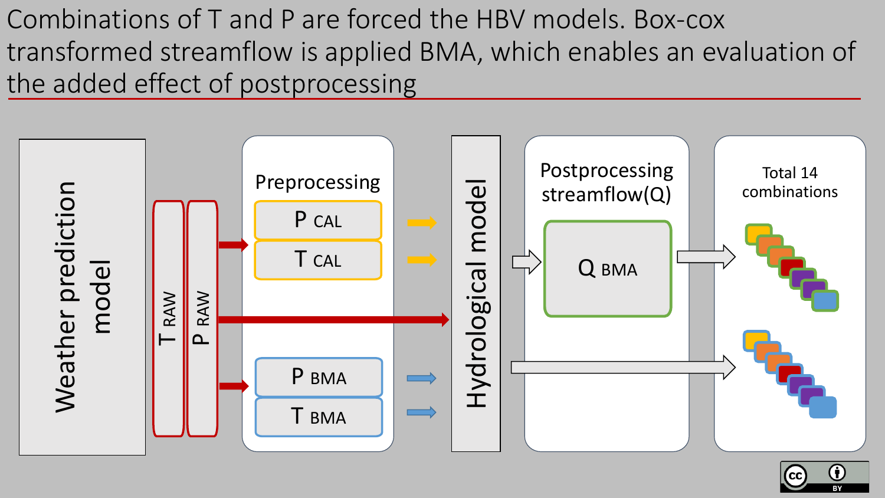# Combinations of T and P are forced the HBV models. Box-cox transformed streamflow is applied BMA, which enables an evaluation of the added effect of postprocessing

Weather prediction model

T RAW

P RAW

Preprocessing

P CAL

T CAL

P BMA

T BMA

Hydrological model

Postprocessing streamflow(Q)

Q BMA

Total 14 combinations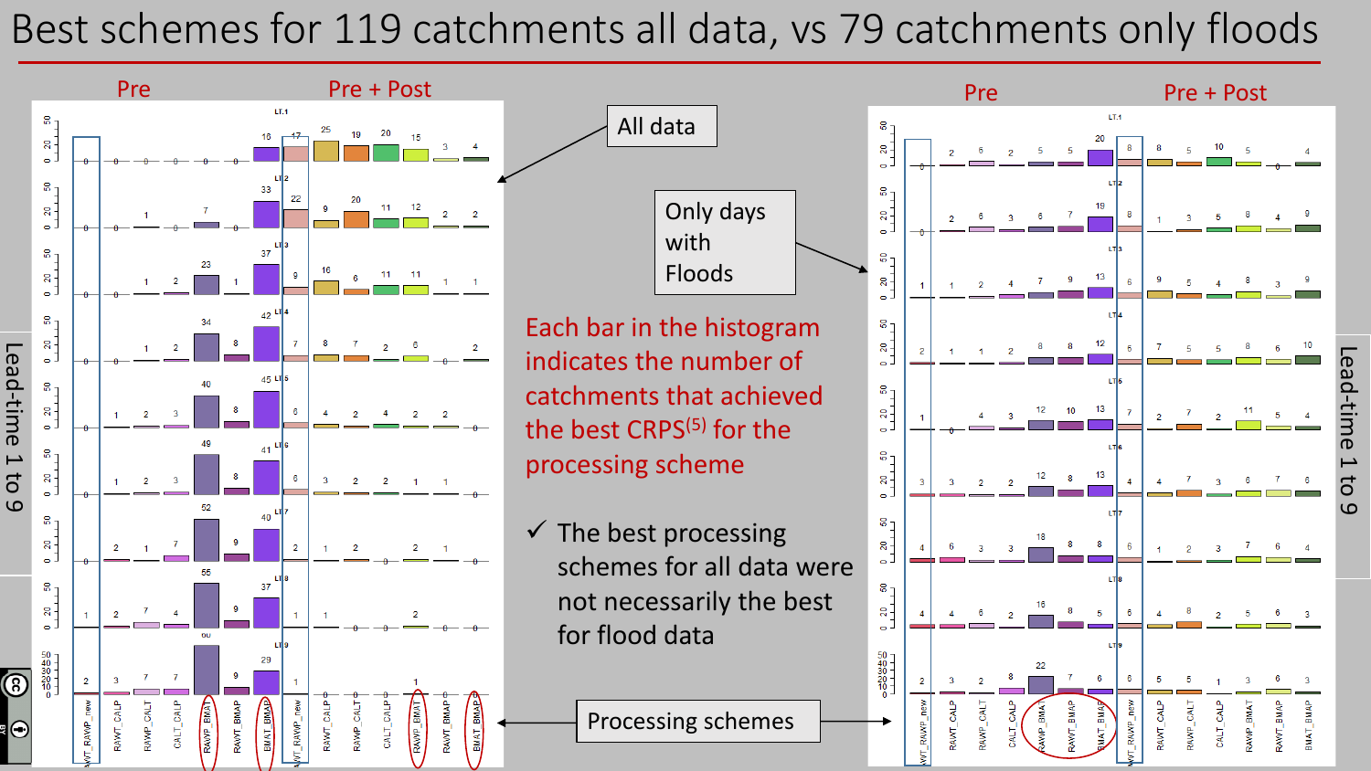# Best schemes for 119 catchments all data, vs 79 catchments only floods

Pre | Pre + Post

All data

Only days with Floods

Each bar in the histogram indicates the number of catchments that achieved the best CRPS[5] for the processing scheme

✓ The best processing schemes for all data were not necessarily the best for flood data

Processing schemes

Lead-time 1 to 9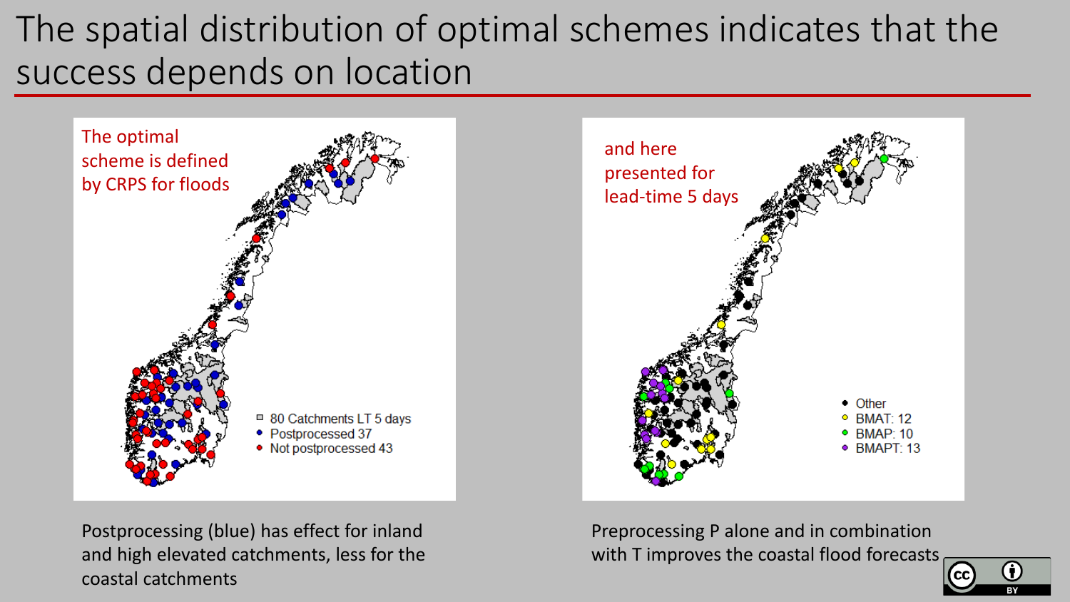# The spatial distribution of optimal schemes indicates that the success depends on location

The optimal scheme is defined by CRPS for floods

- 80 Catchments LT 5 days
- Postprocessed 37
- Not postprocessed 43

and here presented for lead-time 5 days

- Other
- BMAT: 12
- BMAP: 10
- BMAPT: 13

Postprocessing (blue) has effect for inland and high elevated catchments, less for the coastal catchments

Preprocessing P alone and in combination with T improves the coastal flood forecasts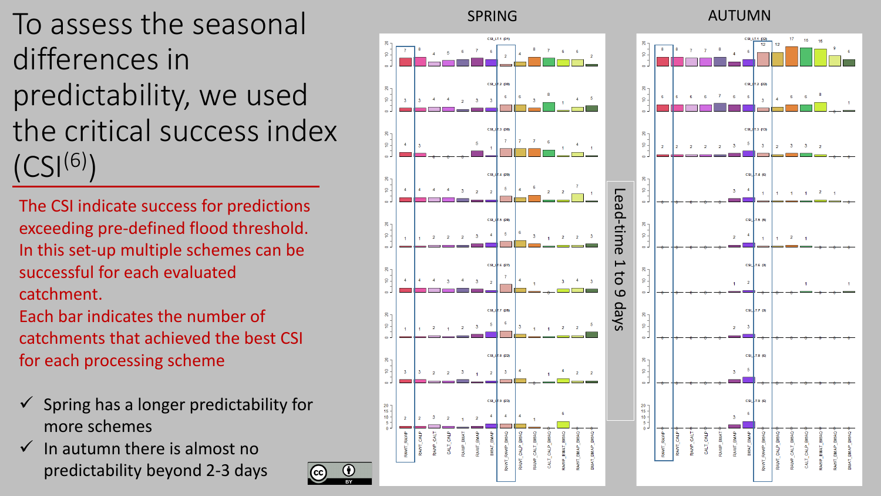# To assess the seasonal differences in predictability, we used the critical success index (CSI[6])

The CSI indicate success for predictions exceeding pre-defined flood threshold. In this set-up multiple schemes can be successful for each evaluated catchment.
Each bar indicates the number of catchments that achieved the best CSI for each processing scheme

- ✓ Spring has a longer predictability for more schemes
- ✓ In autumn there is almost no predictability beyond 2-3 days

SPRING

AUTUMN

Lead-time 1 to 9 days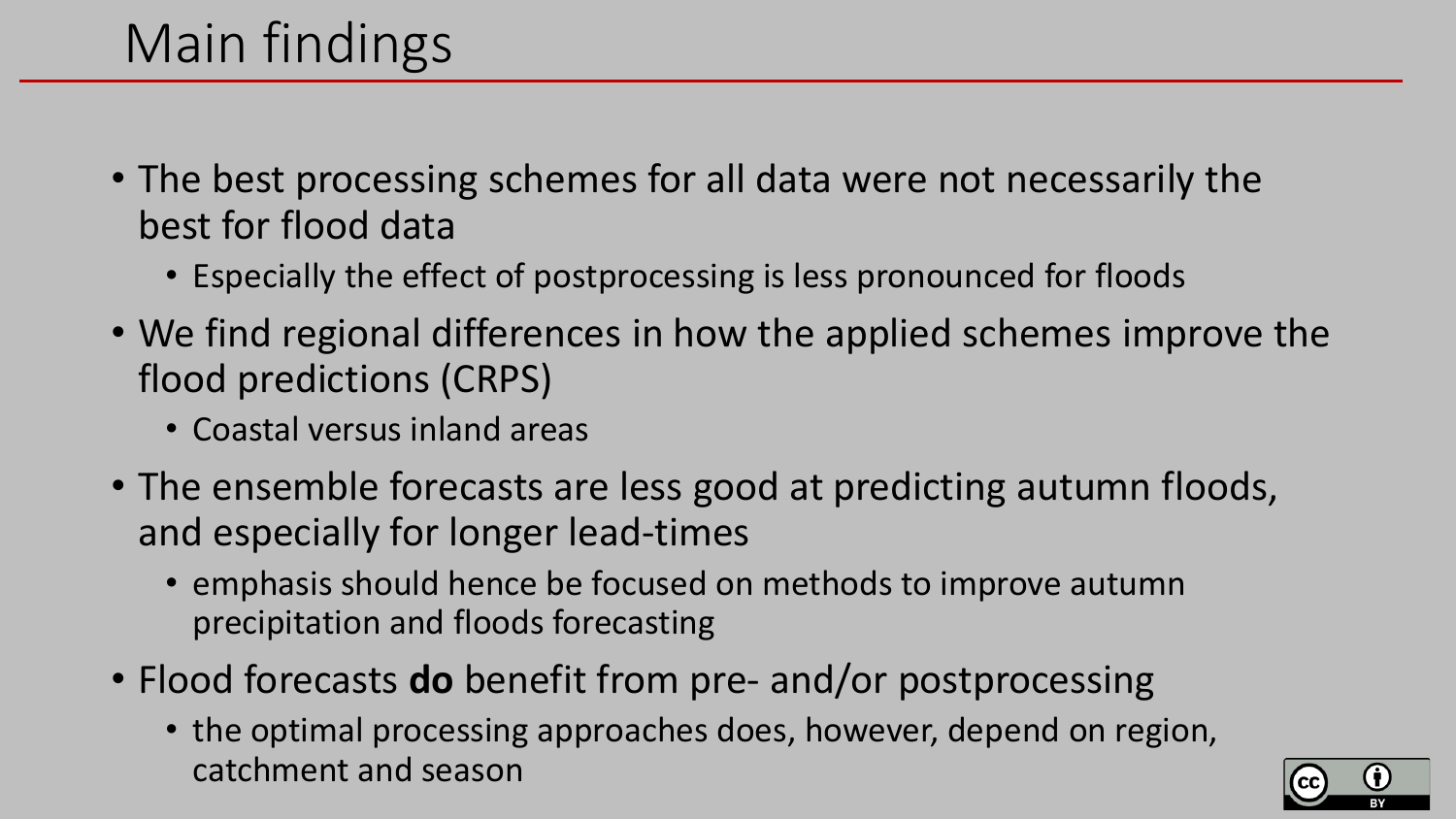# Main findings

- The best processing schemes for all data were not necessarily the best for flood data
  - Especially the effect of postprocessing is less pronounced for floods
- We find regional differences in how the applied schemes improve the flood predictions (CRPS)
  - Coastal versus inland areas
- The ensemble forecasts are less good at predicting autumn floods, and especially for longer lead-times
  - emphasis should hence be focused on methods to improve autumn precipitation and floods forecasting
- Flood forecasts **do** benefit from pre- and/or postprocessing
  - the optimal processing approaches does, however, depend on region, catchment and season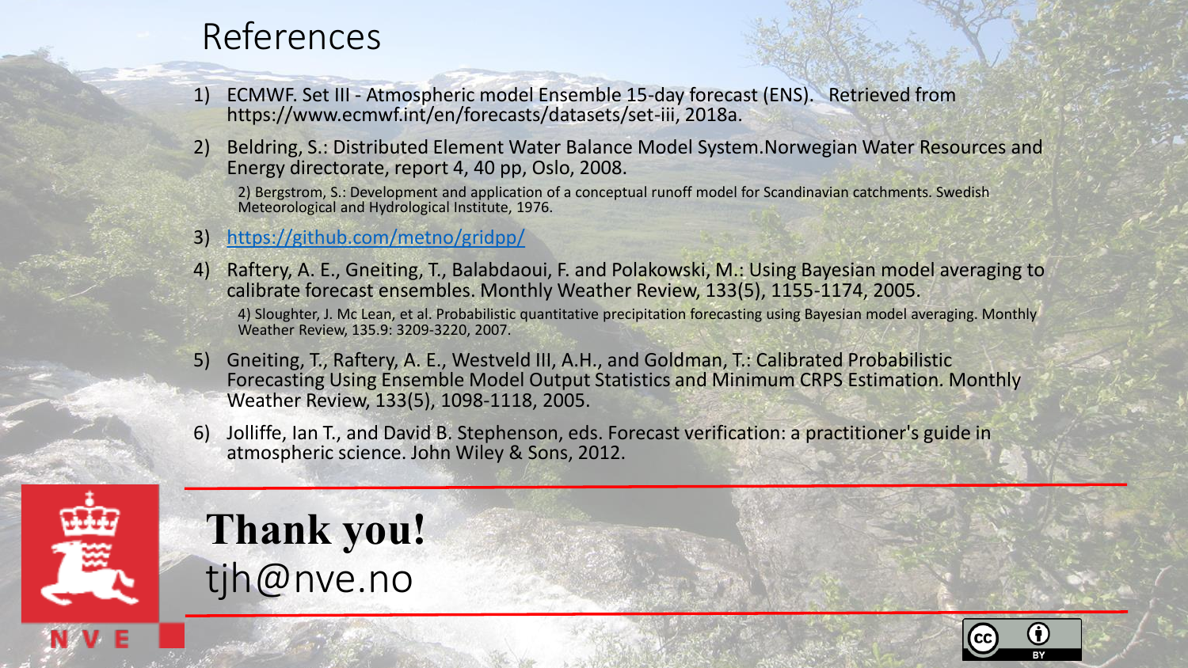# References

1) ECMWF. Set III - Atmospheric model Ensemble 15-day forecast (ENS). Retrieved from https://www.ecmwf.int/en/forecasts/datasets/set-iii, 2018a.
2) Beldring, S.: Distributed Element Water Balance Model System.Norwegian Water Resources and Energy directorate, report 4, 40 pp, Oslo, 2008.

   2) Bergstrom, S.: Development and application of a conceptual runoff model for Scandinavian catchments. Swedish Meteorological and Hydrological Institute, 1976.
3) https://github.com/metno/gridpp/
4) Raftery, A. E., Gneiting, T., Balabdaoui, F. and Polakowski, M.: Using Bayesian model averaging to calibrate forecast ensembles. Monthly Weather Review, 133(5), 1155-1174, 2005.

   4) Sloughter, J. Mc Lean, et al. Probabilistic quantitative precipitation forecasting using Bayesian model averaging. Monthly Weather Review, 135.9: 3209-3220, 2007.
5) Gneiting, T., Raftery, A. E., Westveld III, A.H., and Goldman, T.: Calibrated Probabilistic Forecasting Using Ensemble Model Output Statistics and Minimum CRPS Estimation. Monthly Weather Review, 133(5), 1098-1118, 2005.
6) Jolliffe, Ian T., and David B. Stephenson, eds. Forecast verification: a practitioner's guide in atmospheric science. John Wiley & Sons, 2012.

**Thank you!**

tjh@nve.no

NVE